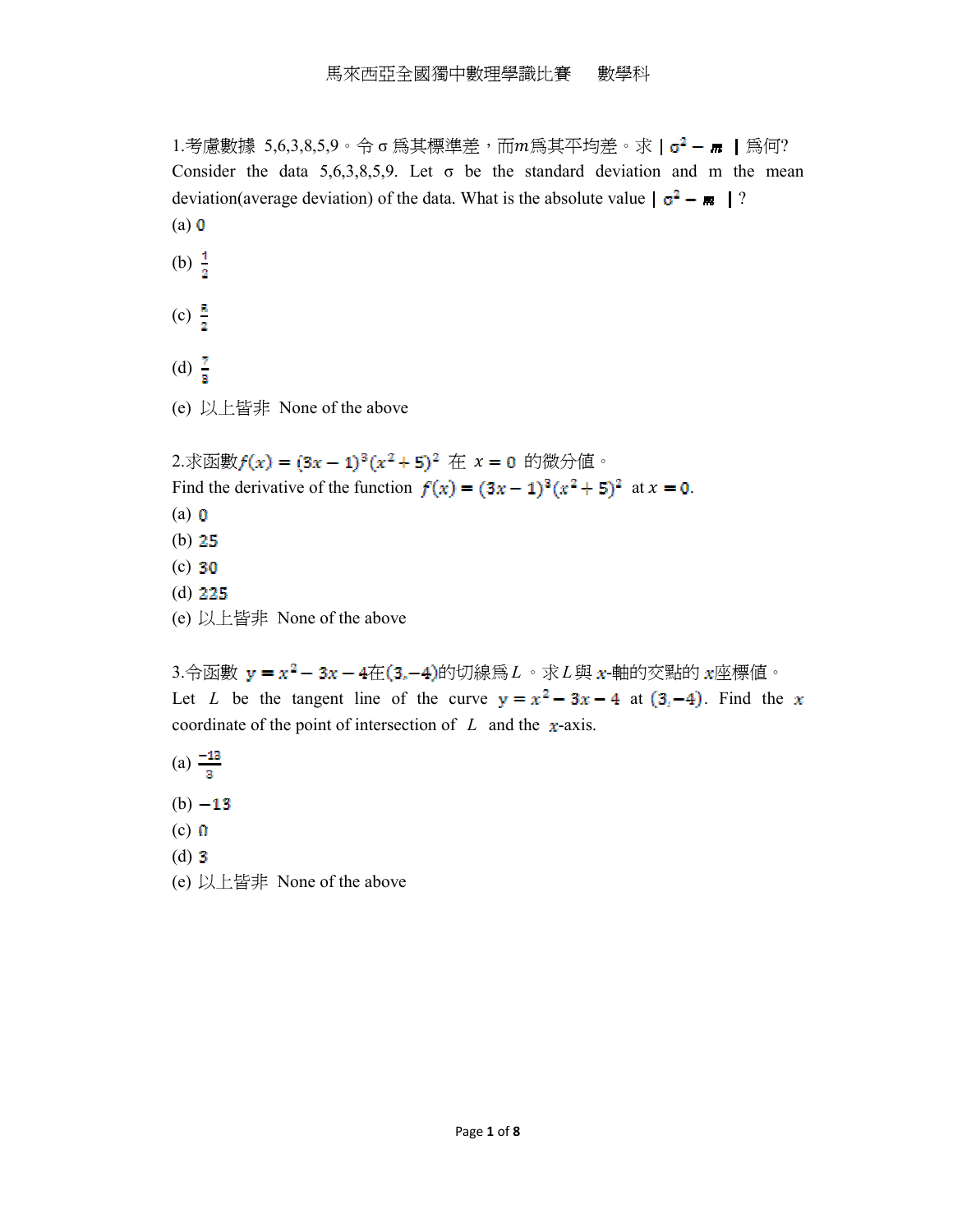馬來西亞全國獨中數理學識比賽　數學科

1.考慮數據 5,6,3,8,5,9。令 σ 爲其標準差，而$m$爲其平均差。求 $|\sigma^2 - m|$ 爲何?

Consider the data 5,6,3,8,5,9. Let σ be the standard deviation and m the mean deviation(average deviation) of the data. What is the absolute value $|\sigma^2 - m|$ ?

(a) $0$

(b) $\frac{1}{2}$

(c) $\frac{5}{2}$

(d) $\frac{7}{3}$

(e) 以上皆非 None of the above

2.求函數$f(x) = (3x-1)^3(x^2+5)^2$ 在 $x=0$ 的微分值。

Find the derivative of the function $f(x) = (3x-1)^3(x^2+5)^2$ at $x=0$.

(a) $0$

(b) $25$

(c) $30$

(d) $225$

(e) 以上皆非 None of the above

3.令函數 $y = x^2 - 3x - 4$在$(3,-4)$的切線爲$L$。求$L$與 $x$-軸的交點的 $x$座標值。

Let $L$ be the tangent line of the curve $y = x^2 - 3x - 4$ at $(3,-4)$. Find the $x$ coordinate of the point of intersection of $L$ and the $x$-axis.

(a) $\frac{-13}{3}$

(b) $-13$

(c) $0$

(d) $3$

(e) 以上皆非 None of the above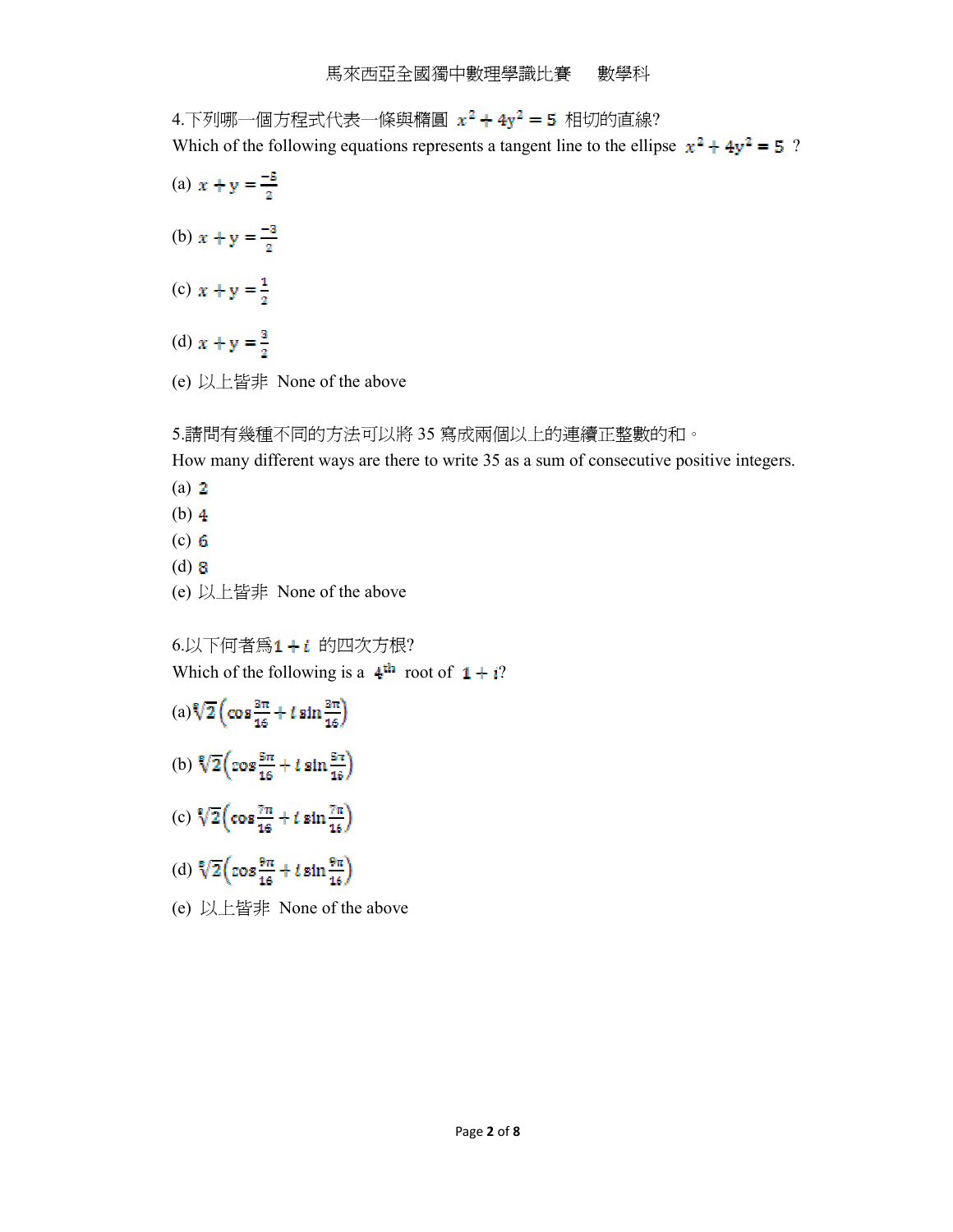4.下列哪一個方程式代表一條與橢圓 $x^2 + 4y^2 = 5$ 相切的直線?
Which of the following equations represents a tangent line to the ellipse $x^2 + 4y^2 = 5$ ?

(a) $x + y = \frac{-5}{2}$

(b) $x + y = \frac{-3}{2}$

(c) $x + y = \frac{1}{2}$

(d) $x + y = \frac{3}{2}$

(e) 以上皆非 None of the above

5.請問有幾種不同的方法可以將 35 寫成兩個以上的連續正整數的和。
How many different ways are there to write 35 as a sum of consecutive positive integers.

(a) $2$

(b) $4$

(c) $6$

(d) $8$

(e) 以上皆非 None of the above

6.以下何者爲$1 + i$ 的四次方根?
Which of the following is a $4^{th}$ root of $1 + i$?

(a) $\sqrt[8]{2}\left(\cos\frac{3\pi}{16} + i\sin\frac{3\pi}{16}\right)$

(b) $\sqrt[8]{2}\left(\cos\frac{5\pi}{16} + i\sin\frac{5\pi}{16}\right)$

(c) $\sqrt[8]{2}\left(\cos\frac{7\pi}{16} + i\sin\frac{7\pi}{16}\right)$

(d) $\sqrt[8]{2}\left(\cos\frac{9\pi}{16} + i\sin\frac{9\pi}{16}\right)$

(e) 以上皆非 None of the above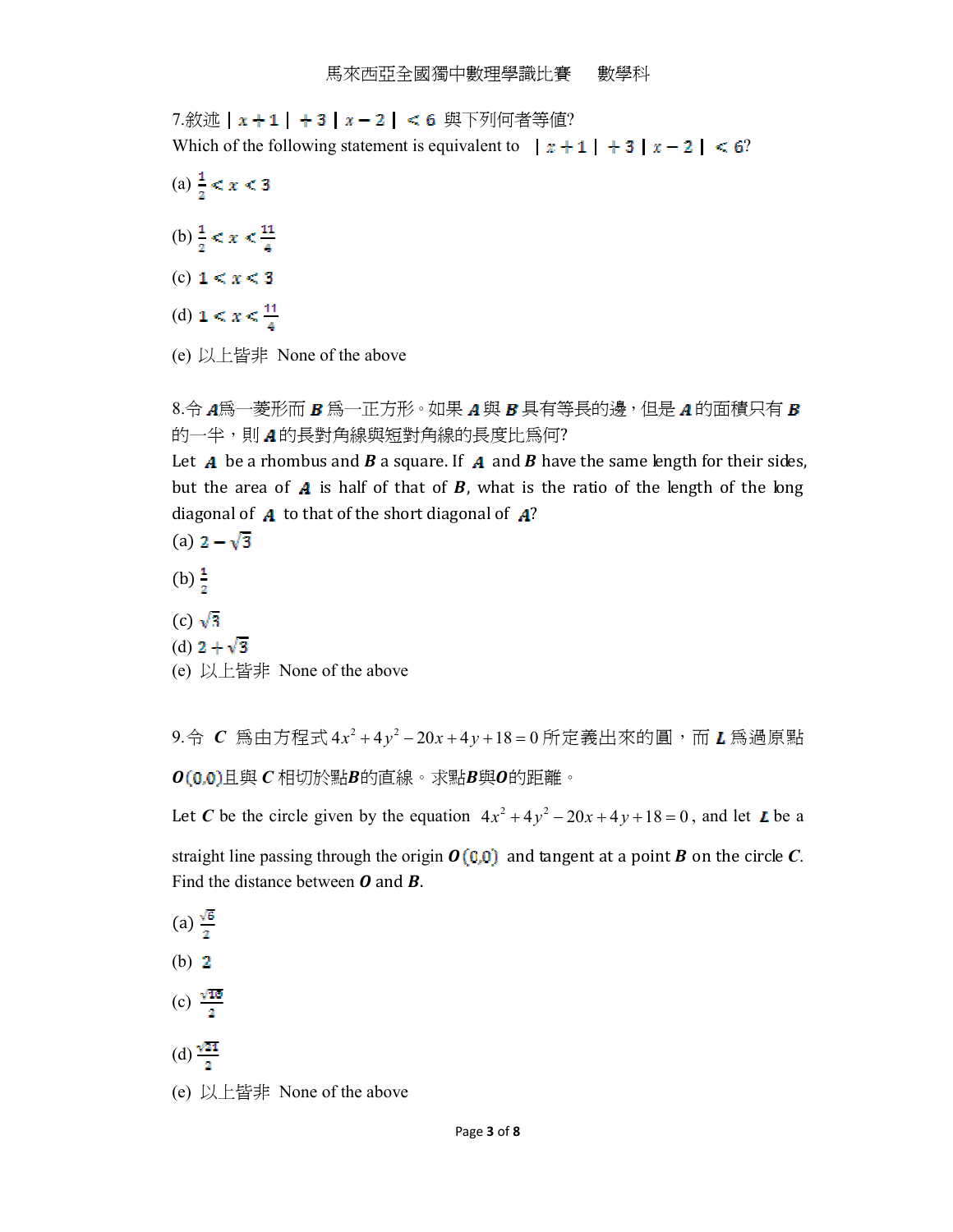7.敘述 $|x+1|+3|x-2|<6$ 與下列何者等值?

Which of the following statement is equivalent to $|x+1|+3|x-2|<6$?

(a) $\frac{1}{2}<x<3$

(b) $\frac{1}{2}<x<\frac{11}{4}$

(c) $1<x<3$

(d) $1<x<\frac{11}{4}$

(e) 以上皆非 None of the above

8.令 $A$爲一菱形而 $B$ 爲一正方形。如果 $A$與 $B$ 具有等長的邊，但是 $A$的面積只有 $B$ 的一半，則 $A$的長對角線與短對角線的長度比爲何?

Let $A$ be a rhombus and $B$ a square. If $A$ and $B$ have the same length for their sides, but the area of $A$ is half of that of $B$, what is the ratio of the length of the long diagonal of $A$ to that of the short diagonal of $A$?

(a) $2-\sqrt{3}$

(b) $\frac{1}{2}$

(c) $\sqrt{3}$

(d) $2+\sqrt{3}$

(e) 以上皆非 None of the above

9.令 $C$ 爲由方程式 $4x^2+4y^2-20x+4y+18=0$ 所定義出來的圓，而 $L$ 爲過原點 $O(0,0)$且與 $C$ 相切於點$B$的直線。求點$B$與$O$的距離。

Let $C$ be the circle given by the equation $4x^2+4y^2-20x+4y+18=0$, and let $L$ be a straight line passing through the origin $O(0,0)$ and tangent at a point $B$ on the circle $C$. Find the distance between $O$ and $B$.

(a) $\frac{\sqrt{6}}{2}$

(b) $2$

(c) $\frac{\sqrt{18}}{2}$

(d) $\frac{\sqrt{21}}{2}$

(e) 以上皆非 None of the above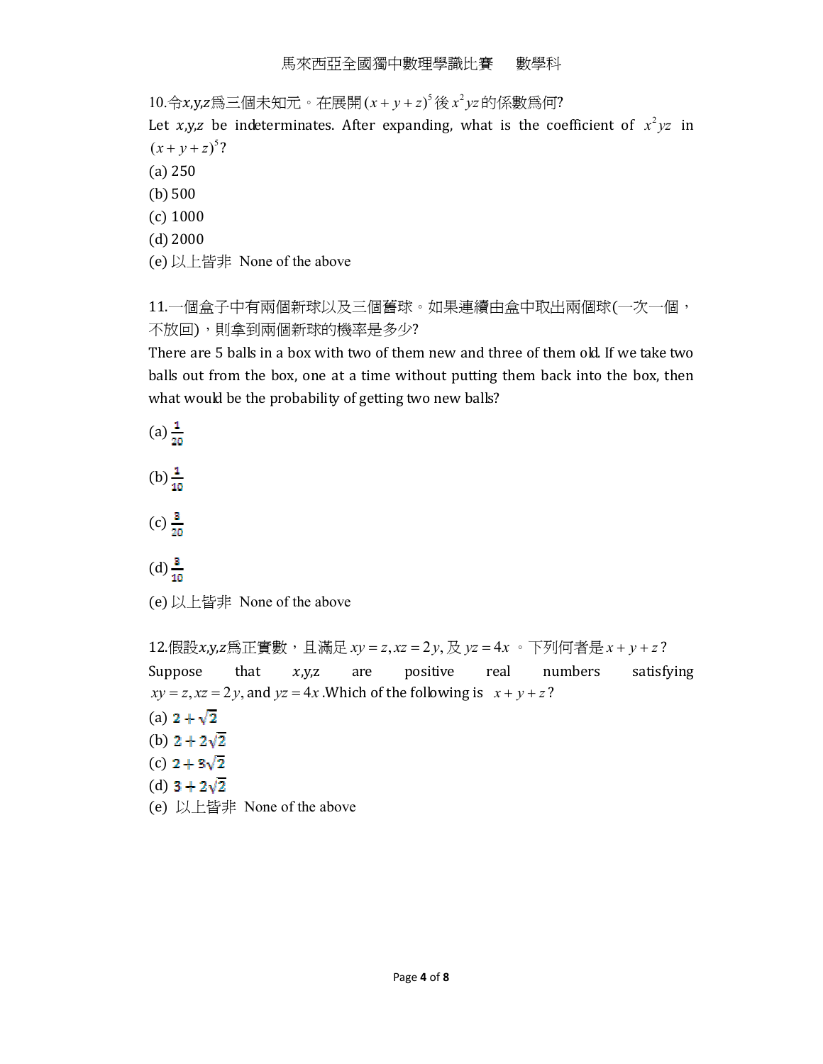10.令$x$,$y$,$z$爲三個未知元。在展開$(x+y+z)^5$後$x^2yz$的係數爲何?

Let $x$,$y$,$z$ be indeterminates. After expanding, what is the coefficient of $x^2yz$ in $(x+y+z)^5$?

(a) 250

(b) 500

(c) 1000

(d) 2000

(e) 以上皆非 None of the above

11.一個盒子中有兩個新球以及三個舊球。如果連續由盒中取出兩個球(一次一個，不放回)，則拿到兩個新球的機率是多少?

There are 5 balls in a box with two of them new and three of them old. If we take two balls out from the box, one at a time without putting them back into the box, then what would be the probability of getting two new balls?

(a) $\frac{1}{20}$

(b) $\frac{1}{10}$

(c) $\frac{3}{20}$

(d) $\frac{3}{10}$

(e) 以上皆非 None of the above

12.假設$x$,$y$,$z$爲正實數，且滿足$xy=z, xz=2y$, 及$yz=4x$ 。下列何者是$x+y+z$?

Suppose that $x$,$y$,$z$ are positive real numbers satisfying $xy=z, xz=2y$, and $yz=4x$ .Which of the following is $x+y+z$?

(a) $2+\sqrt{2}$

(b) $2+2\sqrt{2}$

(c) $2+3\sqrt{2}$

(d) $3+2\sqrt{2}$

(e) 以上皆非 None of the above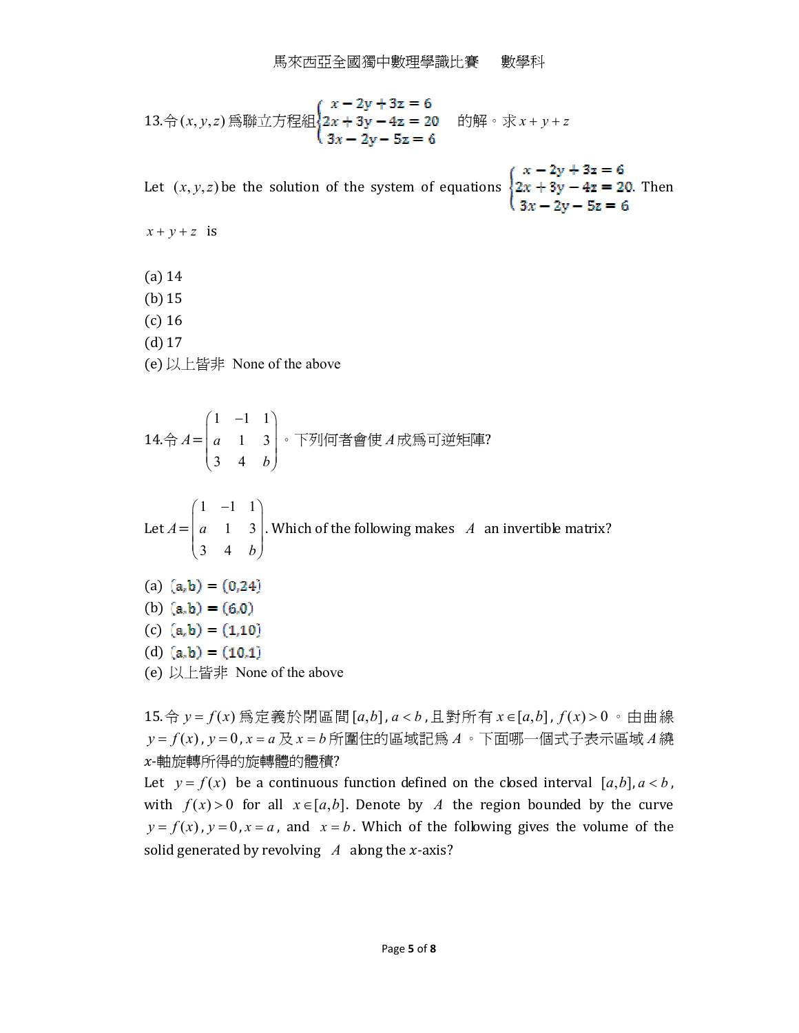13.令$(x,y,z)$爲聯立方程組$\begin{cases} x-2y+3z=6 \\ 2x+3y-4z=20 \\ 3x-2y-5z=6 \end{cases}$ 的解。求$x+y+z$

Let $(x,y,z)$ be the solution of the system of equations $\begin{cases} x-2y+3z=6 \\ 2x+3y-4z=20 \\ 3x-2y-5z=6 \end{cases}$. Then $x+y+z$ is

(a) 14
(b) 15
(c) 16
(d) 17
(e) 以上皆非 None of the above

14.令$A=\begin{pmatrix} 1 & -1 & 1 \\ a & 1 & 3 \\ 3 & 4 & b \end{pmatrix}$。下列何者會使$A$成爲可逆矩陣?

Let $A=\begin{pmatrix} 1 & -1 & 1 \\ a & 1 & 3 \\ 3 & 4 & b \end{pmatrix}$. Which of the following makes $A$ an invertible matrix?

(a) $(a,b)=(0,24)$
(b) $(a,b)=(6,0)$
(c) $(a,b)=(1,10)$
(d) $(a,b)=(10,1)$
(e) 以上皆非 None of the above

15.令$y=f(x)$爲定義於閉區間$[a,b]$, $a<b$,且對所有$x\in[a,b]$, $f(x)>0$。由曲線$y=f(x)$, $y=0$, $x=a$及$x=b$所圍住的區域記爲$A$。下面哪一個式子表示區域$A$繞$x$-軸旋轉所得的旋轉體的體積?

Let $y=f(x)$ be a continuous function defined on the closed interval $[a,b]$, $a<b$, with $f(x)>0$ for all $x\in[a,b]$. Denote by $A$ the region bounded by the curve $y=f(x)$, $y=0$, $x=a$, and $x=b$. Which of the following gives the volume of the solid generated by revolving $A$ along the $x$-axis?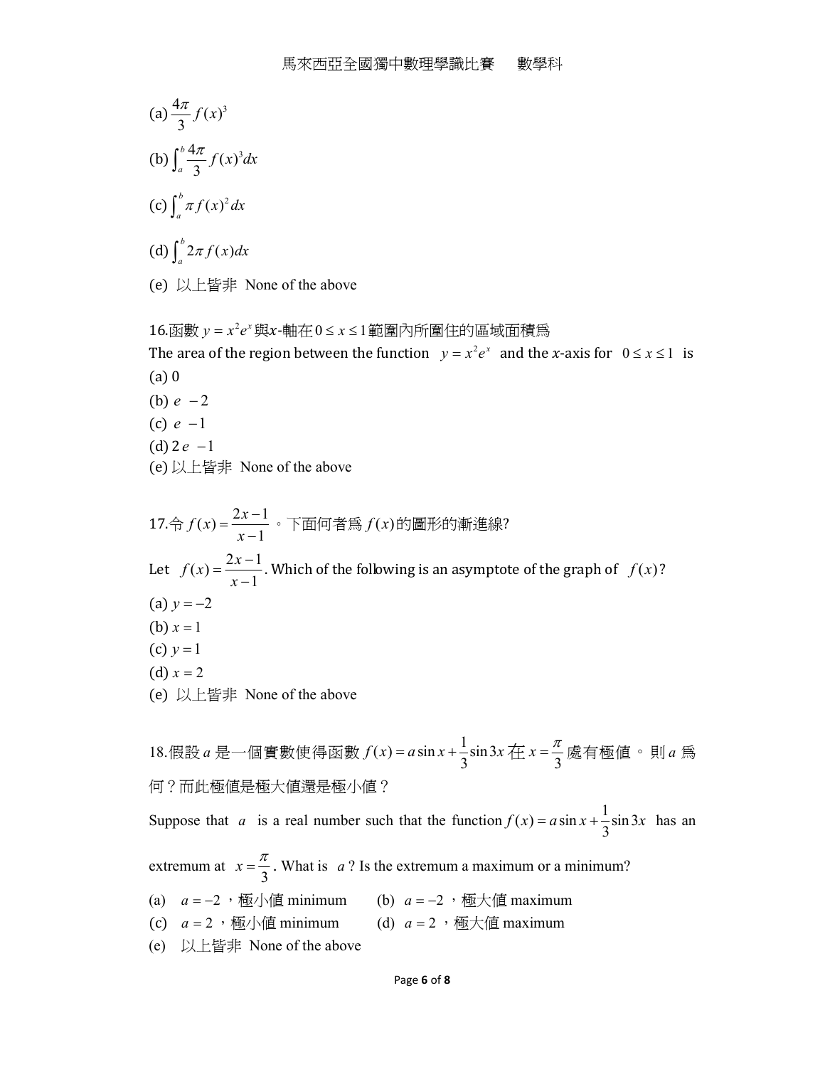(a) $\frac{4\pi}{3}f(x)^3$

(b) $\int_a^b \frac{4\pi}{3}f(x)^3 dx$

(c) $\int_a^b \pi f(x)^2 dx$

(d) $\int_a^b 2\pi f(x)dx$

(e) 以上皆非 None of the above

16.函數 $y = x^2e^x$ 與$x$-軸在 $0 \le x \le 1$ 範圍內所圍住的區域面積爲

The area of the region between the function $y = x^2e^x$ and the $x$-axis for $0 \le x \le 1$ is

(a) 0

(b) $e - 2$

(c) $e - 1$

(d) $2e - 1$

(e) 以上皆非 None of the above

17.令 $f(x) = \frac{2x-1}{x-1}$。下面何者爲 $f(x)$的圖形的漸進線?

Let $f(x) = \frac{2x-1}{x-1}$. Which of the following is an asymptote of the graph of $f(x)$?

(a) $y = -2$

(b) $x = 1$

(c) $y = 1$

(d) $x = 2$

(e) 以上皆非 None of the above

18.假設 $a$ 是一個實數使得函數 $f(x) = a\sin x + \frac{1}{3}\sin 3x$ 在 $x = \frac{\pi}{3}$ 處有極值。則 $a$ 爲何？而此極值是極大值還是極小值？

Suppose that $a$ is a real number such that the function $f(x) = a\sin x + \frac{1}{3}\sin 3x$ has an extremum at $x = \frac{\pi}{3}$. What is $a$? Is the extremum a maximum or a minimum?

(a) $a = -2$，極小值 minimum

(b) $a = -2$，極大值 maximum

(c) $a = 2$，極小值 minimum

(d) $a = 2$，極大值 maximum

(e) 以上皆非 None of the above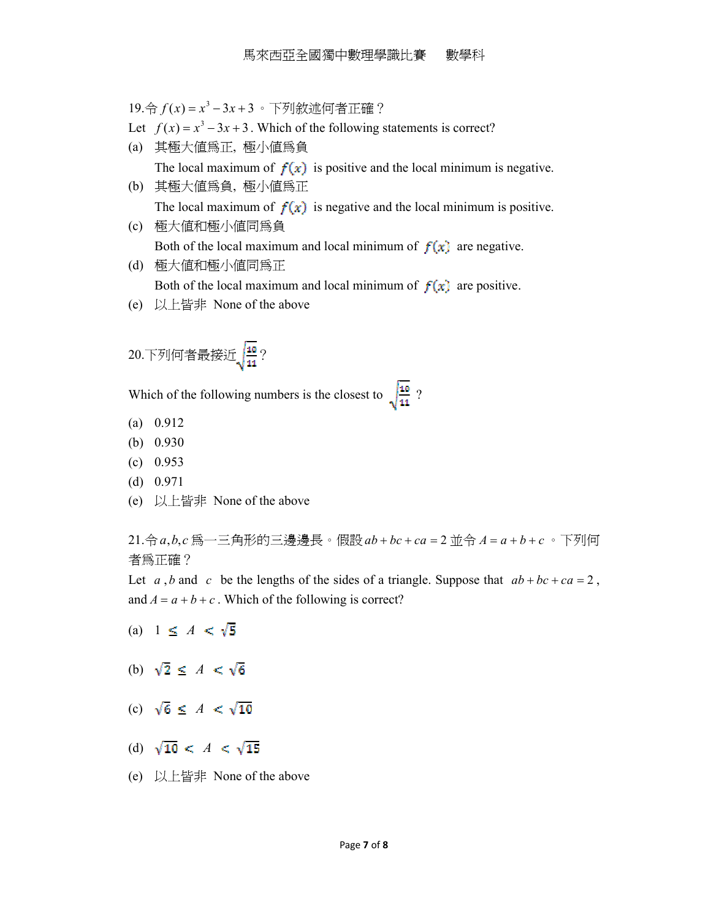19.令 $f(x)=x^3-3x+3$ 。下列敘述何者正確？

Let $f(x)=x^3-3x+3$. Which of the following statements is correct?

(a) 其極大値爲正，極小値爲負

The local maximum of $f(x)$ is positive and the local minimum is negative.

(b) 其極大値爲負，極小値爲正

The local maximum of $f(x)$ is negative and the local minimum is positive.

(c) 極大値和極小値同爲負

Both of the local maximum and local minimum of $f(x)$ are negative.

(d) 極大値和極小値同爲正

Both of the local maximum and local minimum of $f(x)$ are positive.

(e) 以上皆非 None of the above

20.下列何者最接近 $\sqrt{\frac{10}{11}}$ ?

Which of the following numbers is the closest to $\sqrt{\frac{10}{11}}$ ?

(a) 0.912

(b) 0.930

(c) 0.953

(d) 0.971

(e) 以上皆非 None of the above

21.令 $a,b,c$ 爲一三角形的三邊邊長。假設 $ab+bc+ca=2$ 並令 $A=a+b+c$ 。下列何者爲正確？

Let $a$ , $b$ and $c$ be the lengths of the sides of a triangle. Suppose that $ab+bc+ca=2$, and $A=a+b+c$. Which of the following is correct?

(a) $1 \leq A < \sqrt{5}$

(b) $\sqrt{2} \leq A < \sqrt{6}$

(c) $\sqrt{6} \leq A < \sqrt{10}$

(d) $\sqrt{10} < A < \sqrt{15}$

(e) 以上皆非 None of the above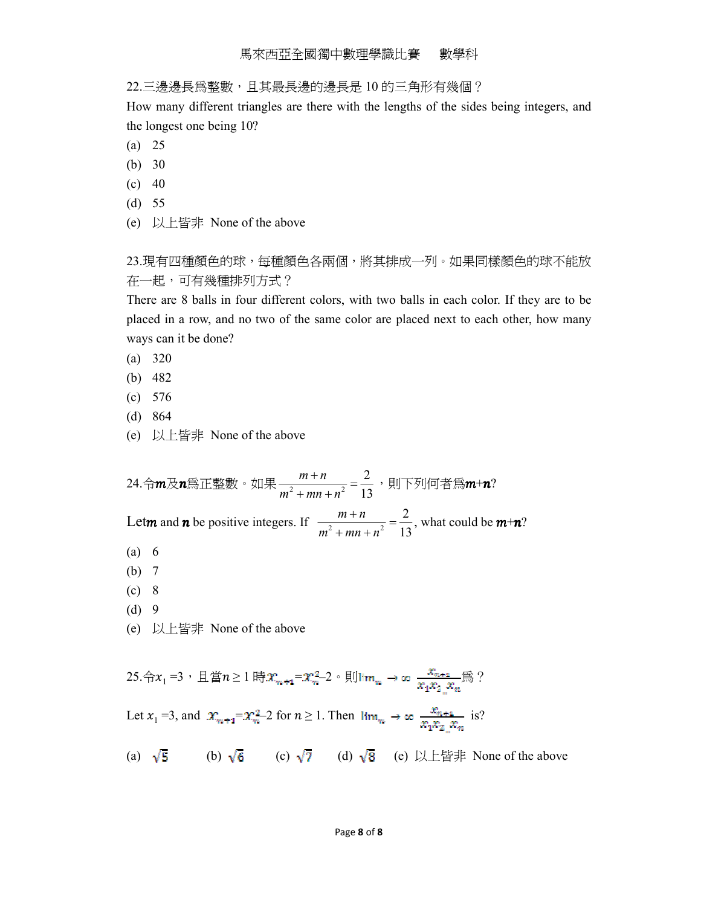22.三邊邊長爲整數，且其最長邊的邊長是 10 的三角形有幾個？

How many different triangles are there with the lengths of the sides being integers, and the longest one being 10?

(a) 25

(b) 30

(c) 40

(d) 55

(e) 以上皆非 None of the above

23.現有四種顏色的球，每種顏色各兩個，將其排成一列。如果同樣顏色的球不能放在一起，可有幾種排列方式？

There are 8 balls in four different colors, with two balls in each color. If they are to be placed in a row, and no two of the same color are placed next to each other, how many ways can it be done?

(a) 320

(b) 482

(c) 576

(d) 864

(e) 以上皆非 None of the above

24.令$\boldsymbol{m}$及$\boldsymbol{n}$爲正整數。如果$\dfrac{m+n}{m^2+mn+n^2}=\dfrac{2}{13}$，則下列何者爲$\boldsymbol{m}+\boldsymbol{n}$?

Let $\boldsymbol{m}$ and $\boldsymbol{n}$ be positive integers. If $\dfrac{m+n}{m^2+mn+n^2}=\dfrac{2}{13}$, what could be $\boldsymbol{m}+\boldsymbol{n}$?

(a) 6

(b) 7

(c) 8

(d) 9

(e) 以上皆非 None of the above

25.令$x_1=3$，且當$n\geq 1$時$x_{n+1}=x_n^2-2$。則$\lim_{n\to\infty}\dfrac{x_{n+1}}{x_1x_2\ldots x_n}$爲？

Let $x_1=3$, and $x_{n+1}=x_n^2-2$ for $n\geq 1$. Then $\lim_{n\to\infty}\dfrac{x_{n+1}}{x_1x_2\ldots x_n}$ is?

(a) $\sqrt{5}$ (b) $\sqrt{6}$ (c) $\sqrt{7}$ (d) $\sqrt{8}$ (e) 以上皆非 None of the above